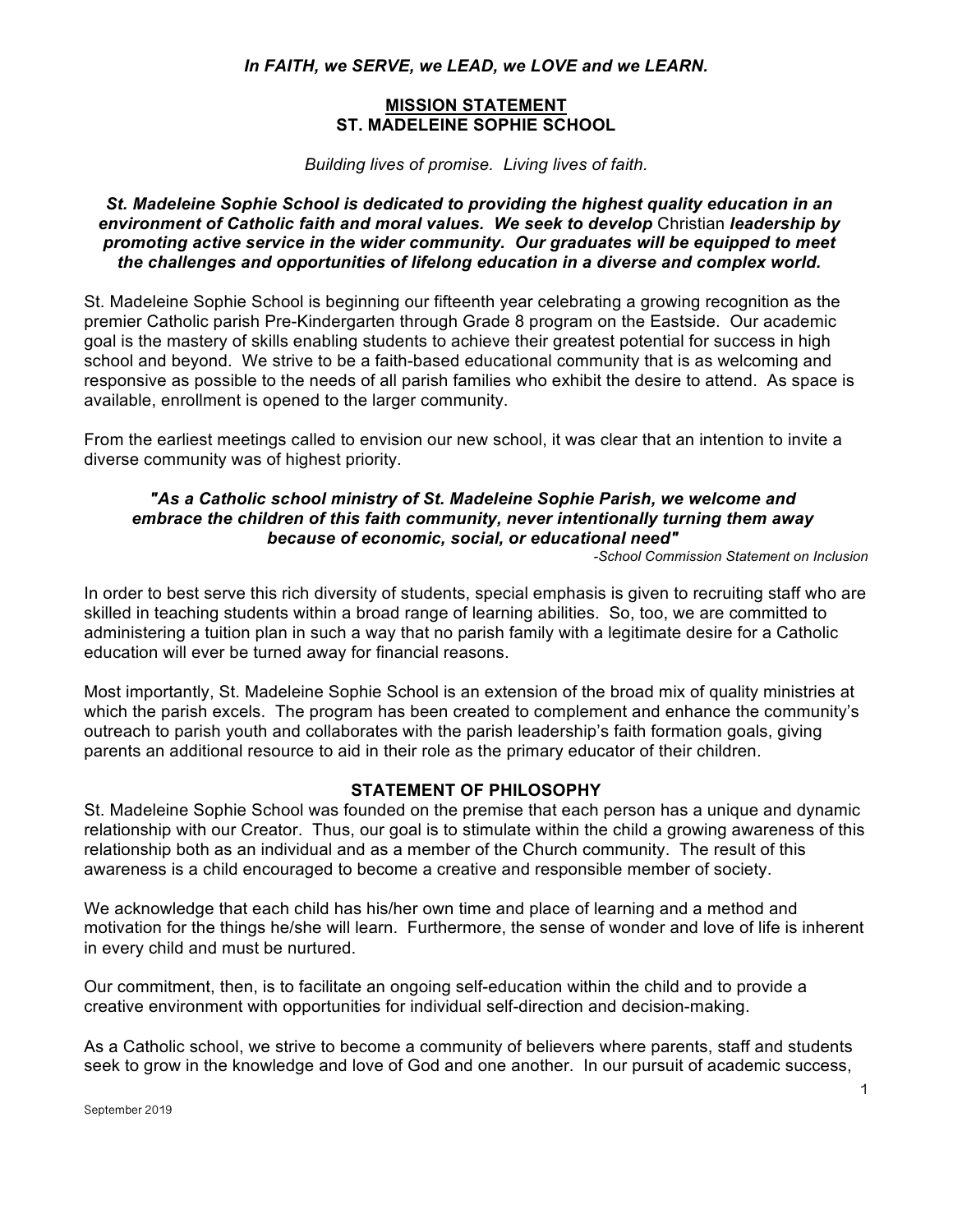***In FAITH, we SERVE, we LEAD, we LOVE and we LEARN.***

## MISSION STATEMENT
## ST. MADELEINE SOPHIE SCHOOL

*Building lives of promise. Living lives of faith.*

***St. Madeleine Sophie School is dedicated to providing the highest quality education in an environment of Catholic faith and moral values. We seek to develop*** Christian ***leadership by promoting active service in the wider community. Our graduates will be equipped to meet the challenges and opportunities of lifelong education in a diverse and complex world.***

St. Madeleine Sophie School is beginning our fifteenth year celebrating a growing recognition as the premier Catholic parish Pre-Kindergarten through Grade 8 program on the Eastside. Our academic goal is the mastery of skills enabling students to achieve their greatest potential for success in high school and beyond. We strive to be a faith-based educational community that is as welcoming and responsive as possible to the needs of all parish families who exhibit the desire to attend. As space is available, enrollment is opened to the larger community.

From the earliest meetings called to envision our new school, it was clear that an intention to invite a diverse community was of highest priority.

> ***"As a Catholic school ministry of St. Madeleine Sophie Parish, we welcome and embrace the children of this faith community, never intentionally turning them away because of economic, social, or educational need"***
>
> *-School Commission Statement on Inclusion*

In order to best serve this rich diversity of students, special emphasis is given to recruiting staff who are skilled in teaching students within a broad range of learning abilities. So, too, we are committed to administering a tuition plan in such a way that no parish family with a legitimate desire for a Catholic education will ever be turned away for financial reasons.

Most importantly, St. Madeleine Sophie School is an extension of the broad mix of quality ministries at which the parish excels. The program has been created to complement and enhance the community's outreach to parish youth and collaborates with the parish leadership's faith formation goals, giving parents an additional resource to aid in their role as the primary educator of their children.

## STATEMENT OF PHILOSOPHY

St. Madeleine Sophie School was founded on the premise that each person has a unique and dynamic relationship with our Creator. Thus, our goal is to stimulate within the child a growing awareness of this relationship both as an individual and as a member of the Church community. The result of this awareness is a child encouraged to become a creative and responsible member of society.

We acknowledge that each child has his/her own time and place of learning and a method and motivation for the things he/she will learn. Furthermore, the sense of wonder and love of life is inherent in every child and must be nurtured.

Our commitment, then, is to facilitate an ongoing self-education within the child and to provide a creative environment with opportunities for individual self-direction and decision-making.

As a Catholic school, we strive to become a community of believers where parents, staff and students seek to grow in the knowledge and love of God and one another. In our pursuit of academic success,

September 2019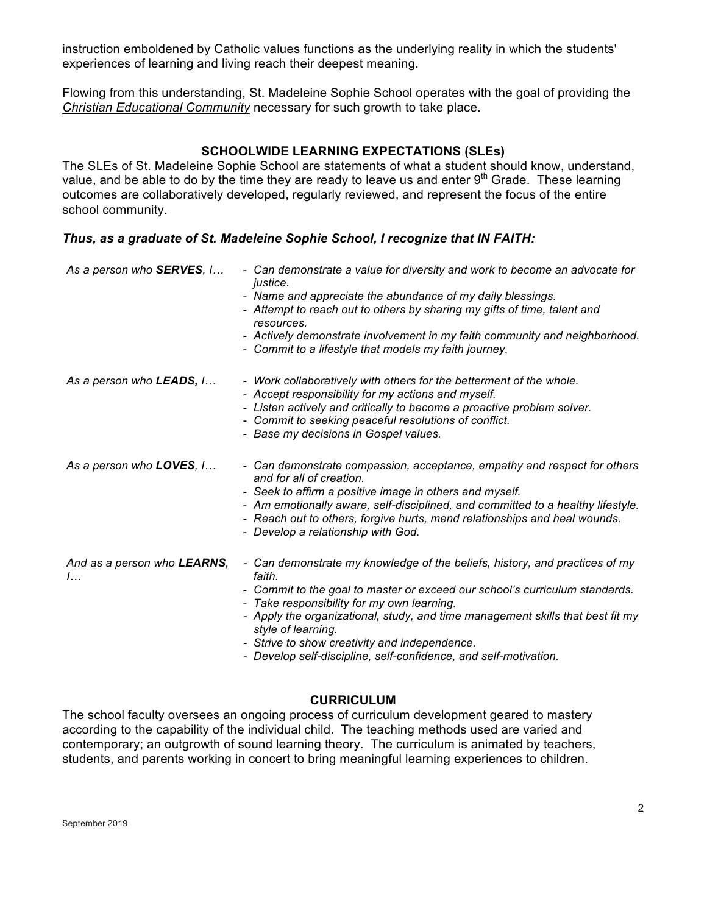instruction emboldened by Catholic values functions as the underlying reality in which the students' experiences of learning and living reach their deepest meaning.

Flowing from this understanding, St. Madeleine Sophie School operates with the goal of providing the *Christian Educational Community* necessary for such growth to take place.

## SCHOOLWIDE LEARNING EXPECTATIONS (SLEs)

The SLEs of St. Madeleine Sophie School are statements of what a student should know, understand, value, and be able to do by the time they are ready to leave us and enter 9th Grade. These learning outcomes are collaboratively developed, regularly reviewed, and represent the focus of the entire school community.

***Thus, as a graduate of St. Madeleine Sophie School, I recognize that IN FAITH:***

*As a person who **SERVES**, I…*

- *Can demonstrate a value for diversity and work to become an advocate for justice.*
- *Name and appreciate the abundance of my daily blessings.*
- *Attempt to reach out to others by sharing my gifts of time, talent and resources.*
- *Actively demonstrate involvement in my faith community and neighborhood.*
- *Commit to a lifestyle that models my faith journey.*

*As a person who **LEADS,** I…*

- *Work collaboratively with others for the betterment of the whole.*
- *Accept responsibility for my actions and myself.*
- *Listen actively and critically to become a proactive problem solver.*
- *Commit to seeking peaceful resolutions of conflict.*
- *Base my decisions in Gospel values.*

*As a person who **LOVES**, I…*

- *Can demonstrate compassion, acceptance, empathy and respect for others and for all of creation.*
- *Seek to affirm a positive image in others and myself.*
- *Am emotionally aware, self-disciplined, and committed to a healthy lifestyle.*
- *Reach out to others, forgive hurts, mend relationships and heal wounds.*
- *Develop a relationship with God.*

*And as a person who **LEARNS**, I…*

- *Can demonstrate my knowledge of the beliefs, history, and practices of my faith.*
- *Commit to the goal to master or exceed our school's curriculum standards.*
- *Take responsibility for my own learning.*
- *Apply the organizational, study, and time management skills that best fit my style of learning.*
- *Strive to show creativity and independence.*
- *Develop self-discipline, self-confidence, and self-motivation.*

## CURRICULUM

The school faculty oversees an ongoing process of curriculum development geared to mastery according to the capability of the individual child. The teaching methods used are varied and contemporary; an outgrowth of sound learning theory. The curriculum is animated by teachers, students, and parents working in concert to bring meaningful learning experiences to children.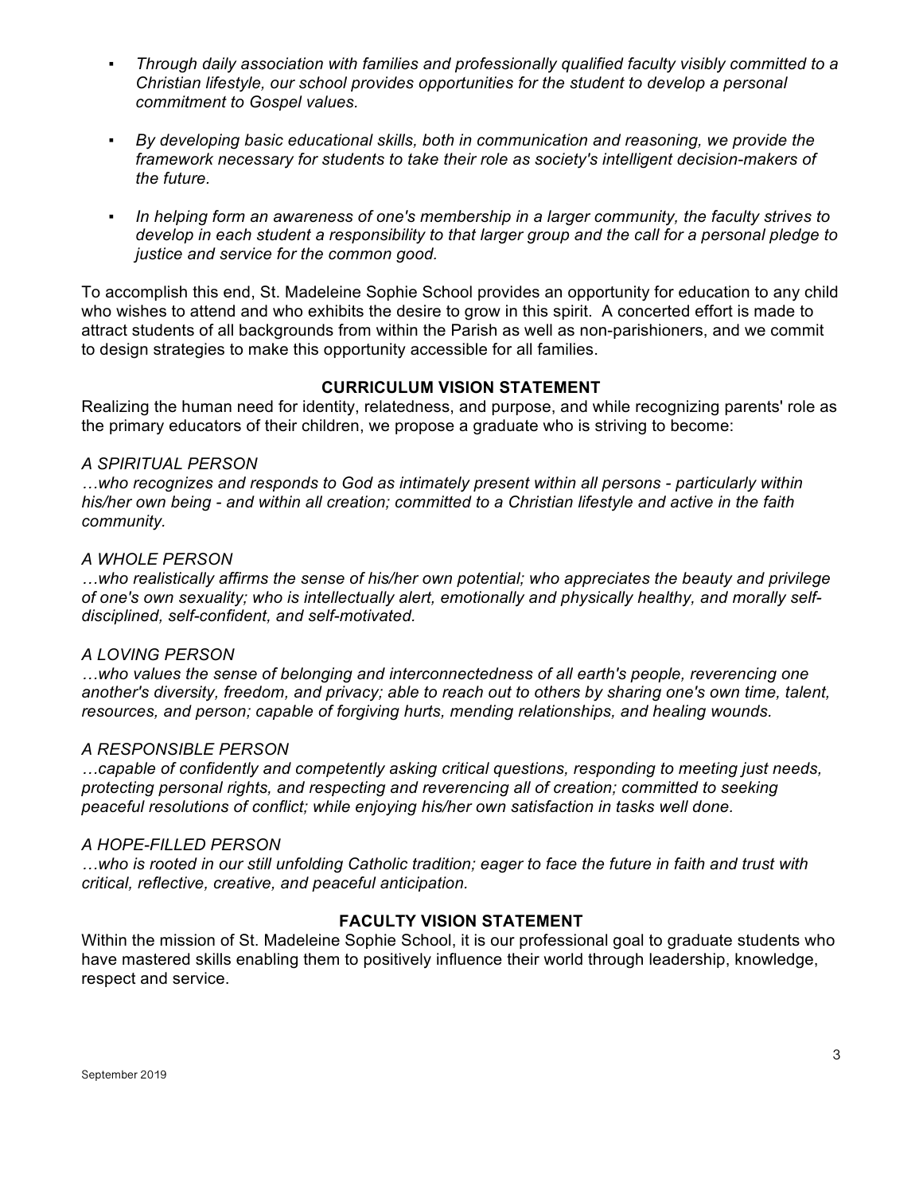- *Through daily association with families and professionally qualified faculty visibly committed to a Christian lifestyle, our school provides opportunities for the student to develop a personal commitment to Gospel values.*

- *By developing basic educational skills, both in communication and reasoning, we provide the framework necessary for students to take their role as society's intelligent decision-makers of the future.*

- *In helping form an awareness of one's membership in a larger community, the faculty strives to develop in each student a responsibility to that larger group and the call for a personal pledge to justice and service for the common good.*

To accomplish this end, St. Madeleine Sophie School provides an opportunity for education to any child who wishes to attend and who exhibits the desire to grow in this spirit. A concerted effort is made to attract students of all backgrounds from within the Parish as well as non-parishioners, and we commit to design strategies to make this opportunity accessible for all families.

## CURRICULUM VISION STATEMENT

Realizing the human need for identity, relatedness, and purpose, and while recognizing parents' role as the primary educators of their children, we propose a graduate who is striving to become:

*A SPIRITUAL PERSON*
*…who recognizes and responds to God as intimately present within all persons - particularly within his/her own being - and within all creation; committed to a Christian lifestyle and active in the faith community.*

*A WHOLE PERSON*
*…who realistically affirms the sense of his/her own potential; who appreciates the beauty and privilege of one's own sexuality; who is intellectually alert, emotionally and physically healthy, and morally self-disciplined, self-confident, and self-motivated.*

*A LOVING PERSON*
*…who values the sense of belonging and interconnectedness of all earth's people, reverencing one another's diversity, freedom, and privacy; able to reach out to others by sharing one's own time, talent, resources, and person; capable of forgiving hurts, mending relationships, and healing wounds.*

*A RESPONSIBLE PERSON*
*…capable of confidently and competently asking critical questions, responding to meeting just needs, protecting personal rights, and respecting and reverencing all of creation; committed to seeking peaceful resolutions of conflict; while enjoying his/her own satisfaction in tasks well done.*

*A HOPE-FILLED PERSON*
*…who is rooted in our still unfolding Catholic tradition; eager to face the future in faith and trust with critical, reflective, creative, and peaceful anticipation.*

## FACULTY VISION STATEMENT

Within the mission of St. Madeleine Sophie School, it is our professional goal to graduate students who have mastered skills enabling them to positively influence their world through leadership, knowledge, respect and service.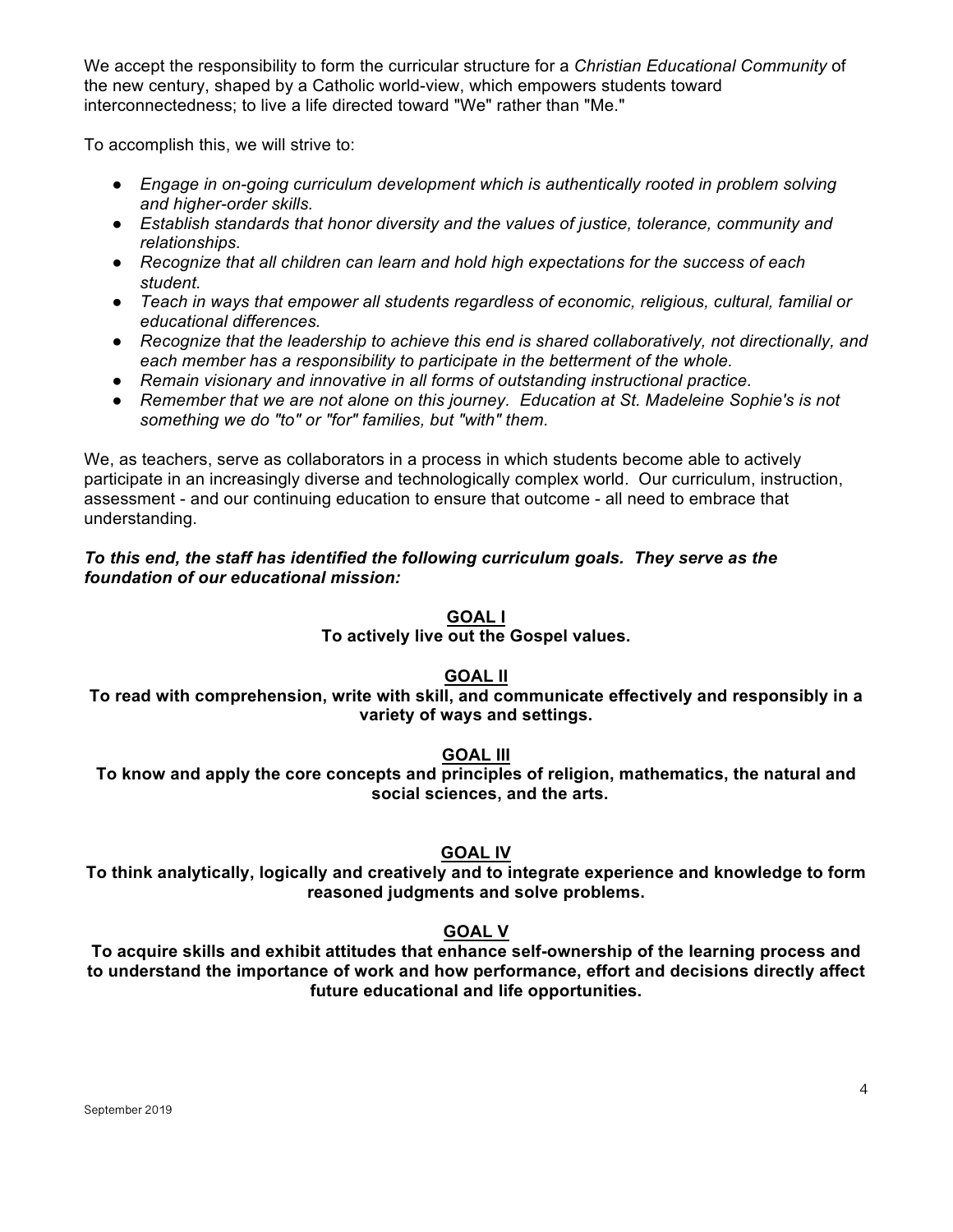We accept the responsibility to form the curricular structure for a *Christian Educational Community* of the new century, shaped by a Catholic world-view, which empowers students toward interconnectedness; to live a life directed toward "We" rather than "Me."

To accomplish this, we will strive to:

- *Engage in on-going curriculum development which is authentically rooted in problem solving and higher-order skills.*
- *Establish standards that honor diversity and the values of justice, tolerance, community and relationships.*
- *Recognize that all children can learn and hold high expectations for the success of each student.*
- *Teach in ways that empower all students regardless of economic, religious, cultural, familial or educational differences.*
- *Recognize that the leadership to achieve this end is shared collaboratively, not directionally, and each member has a responsibility to participate in the betterment of the whole.*
- *Remain visionary and innovative in all forms of outstanding instructional practice.*
- *Remember that we are not alone on this journey. Education at St. Madeleine Sophie's is not something we do "to" or "for" families, but "with" them.*

We, as teachers, serve as collaborators in a process in which students become able to actively participate in an increasingly diverse and technologically complex world. Our curriculum, instruction, assessment - and our continuing education to ensure that outcome - all need to embrace that understanding.

***To this end, the staff has identified the following curriculum goals. They serve as the foundation of our educational mission:***

**GOAL I**

**To actively live out the Gospel values.**

**GOAL II**

**To read with comprehension, write with skill, and communicate effectively and responsibly in a variety of ways and settings.**

**GOAL III**

**To know and apply the core concepts and principles of religion, mathematics, the natural and social sciences, and the arts.**

**GOAL IV**

**To think analytically, logically and creatively and to integrate experience and knowledge to form reasoned judgments and solve problems.**

**GOAL V**

**To acquire skills and exhibit attitudes that enhance self-ownership of the learning process and to understand the importance of work and how performance, effort and decisions directly affect future educational and life opportunities.**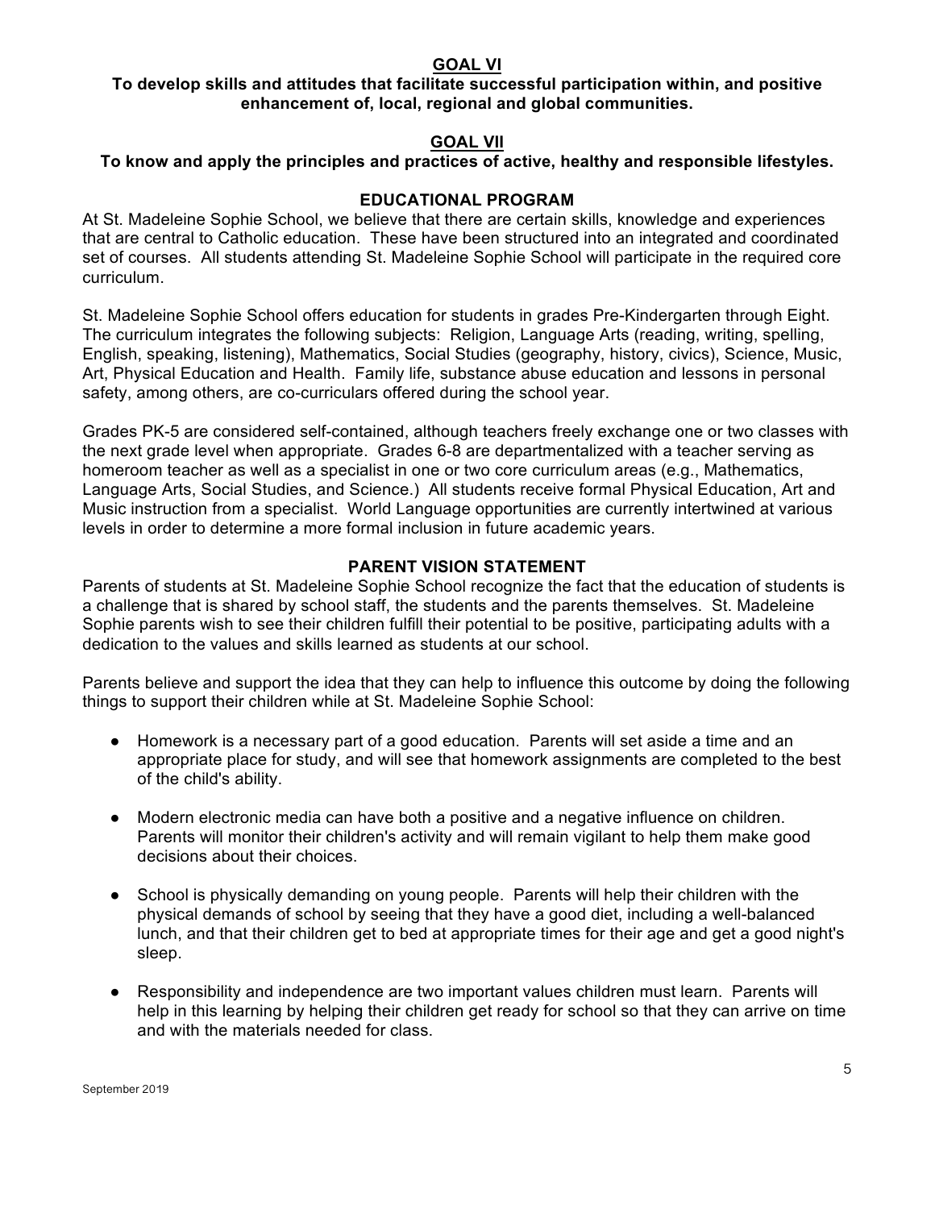## GOAL VI

**To develop skills and attitudes that facilitate successful participation within, and positive enhancement of, local, regional and global communities.**

## GOAL VII

**To know and apply the principles and practices of active, healthy and responsible lifestyles.**

## EDUCATIONAL PROGRAM

At St. Madeleine Sophie School, we believe that there are certain skills, knowledge and experiences that are central to Catholic education. These have been structured into an integrated and coordinated set of courses. All students attending St. Madeleine Sophie School will participate in the required core curriculum.

St. Madeleine Sophie School offers education for students in grades Pre-Kindergarten through Eight. The curriculum integrates the following subjects: Religion, Language Arts (reading, writing, spelling, English, speaking, listening), Mathematics, Social Studies (geography, history, civics), Science, Music, Art, Physical Education and Health. Family life, substance abuse education and lessons in personal safety, among others, are co-curriculars offered during the school year.

Grades PK-5 are considered self-contained, although teachers freely exchange one or two classes with the next grade level when appropriate. Grades 6-8 are departmentalized with a teacher serving as homeroom teacher as well as a specialist in one or two core curriculum areas (e.g., Mathematics, Language Arts, Social Studies, and Science.) All students receive formal Physical Education, Art and Music instruction from a specialist. World Language opportunities are currently intertwined at various levels in order to determine a more formal inclusion in future academic years.

## PARENT VISION STATEMENT

Parents of students at St. Madeleine Sophie School recognize the fact that the education of students is a challenge that is shared by school staff, the students and the parents themselves. St. Madeleine Sophie parents wish to see their children fulfill their potential to be positive, participating adults with a dedication to the values and skills learned as students at our school.

Parents believe and support the idea that they can help to influence this outcome by doing the following things to support their children while at St. Madeleine Sophie School:

- Homework is a necessary part of a good education. Parents will set aside a time and an appropriate place for study, and will see that homework assignments are completed to the best of the child's ability.

- Modern electronic media can have both a positive and a negative influence on children. Parents will monitor their children's activity and will remain vigilant to help them make good decisions about their choices.

- School is physically demanding on young people. Parents will help their children with the physical demands of school by seeing that they have a good diet, including a well-balanced lunch, and that their children get to bed at appropriate times for their age and get a good night's sleep.

- Responsibility and independence are two important values children must learn. Parents will help in this learning by helping their children get ready for school so that they can arrive on time and with the materials needed for class.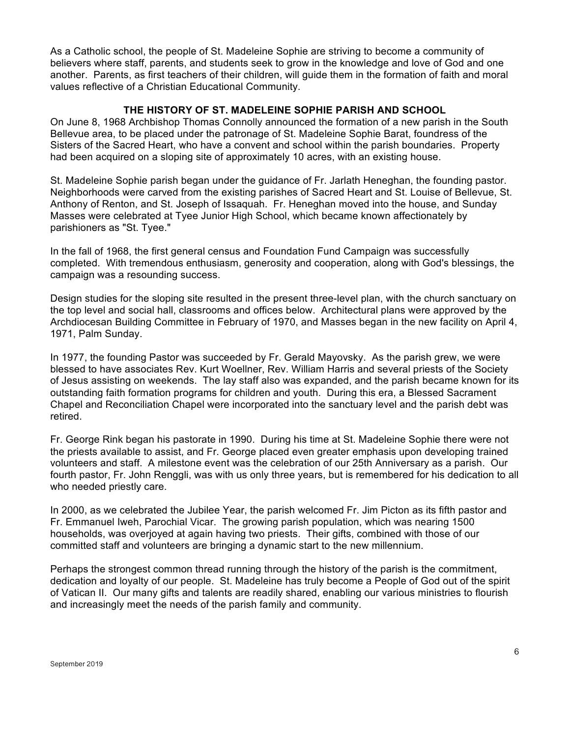As a Catholic school, the people of St. Madeleine Sophie are striving to become a community of believers where staff, parents, and students seek to grow in the knowledge and love of God and one another. Parents, as first teachers of their children, will guide them in the formation of faith and moral values reflective of a Christian Educational Community.

## THE HISTORY OF ST. MADELEINE SOPHIE PARISH AND SCHOOL

On June 8, 1968 Archbishop Thomas Connolly announced the formation of a new parish in the South Bellevue area, to be placed under the patronage of St. Madeleine Sophie Barat, foundress of the Sisters of the Sacred Heart, who have a convent and school within the parish boundaries. Property had been acquired on a sloping site of approximately 10 acres, with an existing house.

St. Madeleine Sophie parish began under the guidance of Fr. Jarlath Heneghan, the founding pastor. Neighborhoods were carved from the existing parishes of Sacred Heart and St. Louise of Bellevue, St. Anthony of Renton, and St. Joseph of Issaquah. Fr. Heneghan moved into the house, and Sunday Masses were celebrated at Tyee Junior High School, which became known affectionately by parishioners as "St. Tyee."

In the fall of 1968, the first general census and Foundation Fund Campaign was successfully completed. With tremendous enthusiasm, generosity and cooperation, along with God's blessings, the campaign was a resounding success.

Design studies for the sloping site resulted in the present three-level plan, with the church sanctuary on the top level and social hall, classrooms and offices below. Architectural plans were approved by the Archdiocesan Building Committee in February of 1970, and Masses began in the new facility on April 4, 1971, Palm Sunday.

In 1977, the founding Pastor was succeeded by Fr. Gerald Mayovsky. As the parish grew, we were blessed to have associates Rev. Kurt Woellner, Rev. William Harris and several priests of the Society of Jesus assisting on weekends. The lay staff also was expanded, and the parish became known for its outstanding faith formation programs for children and youth. During this era, a Blessed Sacrament Chapel and Reconciliation Chapel were incorporated into the sanctuary level and the parish debt was retired.

Fr. George Rink began his pastorate in 1990. During his time at St. Madeleine Sophie there were not the priests available to assist, and Fr. George placed even greater emphasis upon developing trained volunteers and staff. A milestone event was the celebration of our 25th Anniversary as a parish. Our fourth pastor, Fr. John Renggli, was with us only three years, but is remembered for his dedication to all who needed priestly care.

In 2000, as we celebrated the Jubilee Year, the parish welcomed Fr. Jim Picton as its fifth pastor and Fr. Emmanuel Iweh, Parochial Vicar. The growing parish population, which was nearing 1500 households, was overjoyed at again having two priests. Their gifts, combined with those of our committed staff and volunteers are bringing a dynamic start to the new millennium.

Perhaps the strongest common thread running through the history of the parish is the commitment, dedication and loyalty of our people. St. Madeleine has truly become a People of God out of the spirit of Vatican II. Our many gifts and talents are readily shared, enabling our various ministries to flourish and increasingly meet the needs of the parish family and community.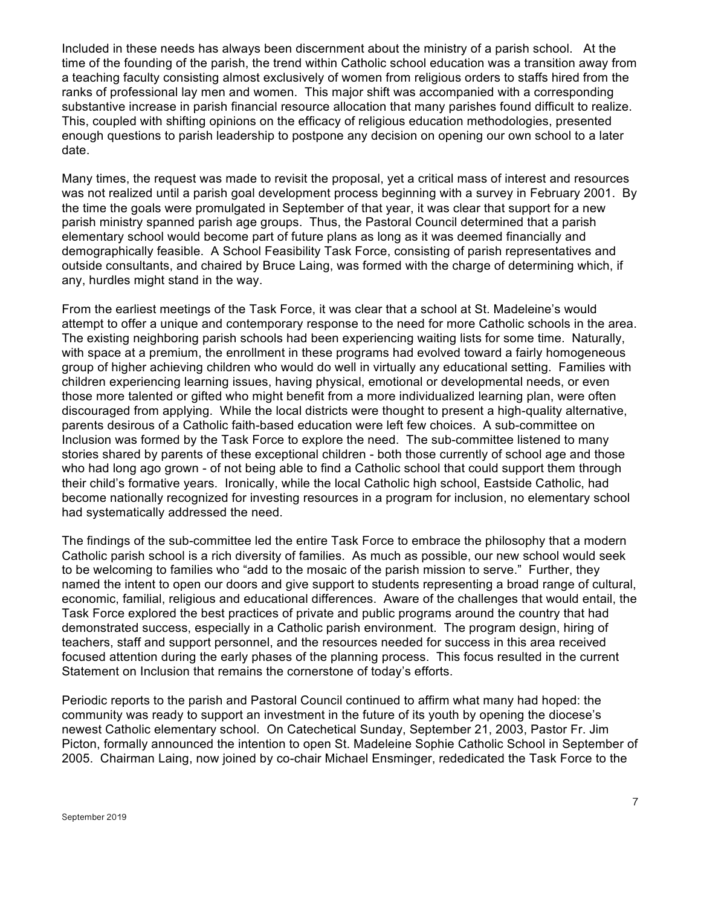Included in these needs has always been discernment about the ministry of a parish school. At the time of the founding of the parish, the trend within Catholic school education was a transition away from a teaching faculty consisting almost exclusively of women from religious orders to staffs hired from the ranks of professional lay men and women. This major shift was accompanied with a corresponding substantive increase in parish financial resource allocation that many parishes found difficult to realize. This, coupled with shifting opinions on the efficacy of religious education methodologies, presented enough questions to parish leadership to postpone any decision on opening our own school to a later date.

Many times, the request was made to revisit the proposal, yet a critical mass of interest and resources was not realized until a parish goal development process beginning with a survey in February 2001. By the time the goals were promulgated in September of that year, it was clear that support for a new parish ministry spanned parish age groups. Thus, the Pastoral Council determined that a parish elementary school would become part of future plans as long as it was deemed financially and demographically feasible. A School Feasibility Task Force, consisting of parish representatives and outside consultants, and chaired by Bruce Laing, was formed with the charge of determining which, if any, hurdles might stand in the way.

From the earliest meetings of the Task Force, it was clear that a school at St. Madeleine's would attempt to offer a unique and contemporary response to the need for more Catholic schools in the area. The existing neighboring parish schools had been experiencing waiting lists for some time. Naturally, with space at a premium, the enrollment in these programs had evolved toward a fairly homogeneous group of higher achieving children who would do well in virtually any educational setting. Families with children experiencing learning issues, having physical, emotional or developmental needs, or even those more talented or gifted who might benefit from a more individualized learning plan, were often discouraged from applying. While the local districts were thought to present a high-quality alternative, parents desirous of a Catholic faith-based education were left few choices. A sub-committee on Inclusion was formed by the Task Force to explore the need. The sub-committee listened to many stories shared by parents of these exceptional children - both those currently of school age and those who had long ago grown - of not being able to find a Catholic school that could support them through their child's formative years. Ironically, while the local Catholic high school, Eastside Catholic, had become nationally recognized for investing resources in a program for inclusion, no elementary school had systematically addressed the need.

The findings of the sub-committee led the entire Task Force to embrace the philosophy that a modern Catholic parish school is a rich diversity of families. As much as possible, our new school would seek to be welcoming to families who "add to the mosaic of the parish mission to serve." Further, they named the intent to open our doors and give support to students representing a broad range of cultural, economic, familial, religious and educational differences. Aware of the challenges that would entail, the Task Force explored the best practices of private and public programs around the country that had demonstrated success, especially in a Catholic parish environment. The program design, hiring of teachers, staff and support personnel, and the resources needed for success in this area received focused attention during the early phases of the planning process. This focus resulted in the current Statement on Inclusion that remains the cornerstone of today's efforts.

Periodic reports to the parish and Pastoral Council continued to affirm what many had hoped: the community was ready to support an investment in the future of its youth by opening the diocese's newest Catholic elementary school. On Catechetical Sunday, September 21, 2003, Pastor Fr. Jim Picton, formally announced the intention to open St. Madeleine Sophie Catholic School in September of 2005. Chairman Laing, now joined by co-chair Michael Ensminger, rededicated the Task Force to the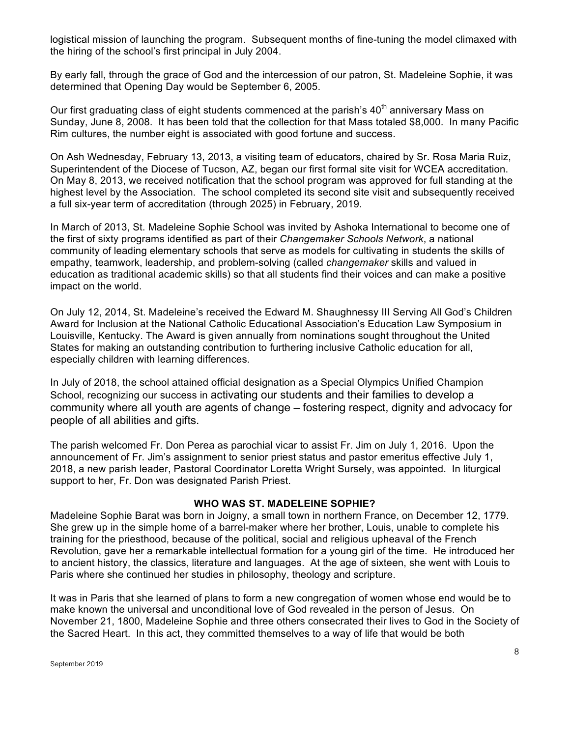logistical mission of launching the program. Subsequent months of fine-tuning the model climaxed with the hiring of the school's first principal in July 2004.

By early fall, through the grace of God and the intercession of our patron, St. Madeleine Sophie, it was determined that Opening Day would be September 6, 2005.

Our first graduating class of eight students commenced at the parish's 40th anniversary Mass on Sunday, June 8, 2008. It has been told that the collection for that Mass totaled $8,000. In many Pacific Rim cultures, the number eight is associated with good fortune and success.

On Ash Wednesday, February 13, 2013, a visiting team of educators, chaired by Sr. Rosa Maria Ruiz, Superintendent of the Diocese of Tucson, AZ, began our first formal site visit for WCEA accreditation. On May 8, 2013, we received notification that the school program was approved for full standing at the highest level by the Association. The school completed its second site visit and subsequently received a full six-year term of accreditation (through 2025) in February, 2019.

In March of 2013, St. Madeleine Sophie School was invited by Ashoka International to become one of the first of sixty programs identified as part of their *Changemaker Schools Network*, a national community of leading elementary schools that serve as models for cultivating in students the skills of empathy, teamwork, leadership, and problem-solving (called *changemaker* skills and valued in education as traditional academic skills) so that all students find their voices and can make a positive impact on the world.

On July 12, 2014, St. Madeleine's received the Edward M. Shaughnessy III Serving All God's Children Award for Inclusion at the National Catholic Educational Association's Education Law Symposium in Louisville, Kentucky. The Award is given annually from nominations sought throughout the United States for making an outstanding contribution to furthering inclusive Catholic education for all, especially children with learning differences.

In July of 2018, the school attained official designation as a Special Olympics Unified Champion School, recognizing our success in activating our students and their families to develop a community where all youth are agents of change – fostering respect, dignity and advocacy for people of all abilities and gifts.

The parish welcomed Fr. Don Perea as parochial vicar to assist Fr. Jim on July 1, 2016. Upon the announcement of Fr. Jim's assignment to senior priest status and pastor emeritus effective July 1, 2018, a new parish leader, Pastoral Coordinator Loretta Wright Sursely, was appointed. In liturgical support to her, Fr. Don was designated Parish Priest.

## WHO WAS ST. MADELEINE SOPHIE?

Madeleine Sophie Barat was born in Joigny, a small town in northern France, on December 12, 1779. She grew up in the simple home of a barrel-maker where her brother, Louis, unable to complete his training for the priesthood, because of the political, social and religious upheaval of the French Revolution, gave her a remarkable intellectual formation for a young girl of the time. He introduced her to ancient history, the classics, literature and languages. At the age of sixteen, she went with Louis to Paris where she continued her studies in philosophy, theology and scripture.

It was in Paris that she learned of plans to form a new congregation of women whose end would be to make known the universal and unconditional love of God revealed in the person of Jesus. On November 21, 1800, Madeleine Sophie and three others consecrated their lives to God in the Society of the Sacred Heart. In this act, they committed themselves to a way of life that would be both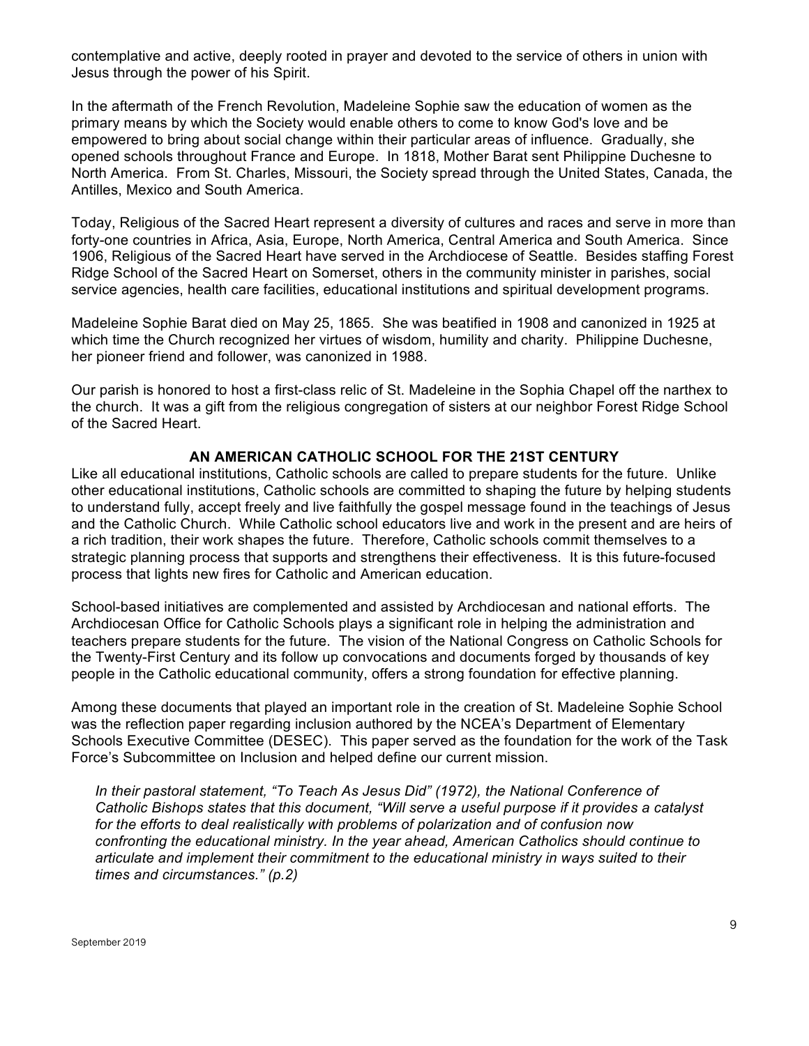contemplative and active, deeply rooted in prayer and devoted to the service of others in union with Jesus through the power of his Spirit.

In the aftermath of the French Revolution, Madeleine Sophie saw the education of women as the primary means by which the Society would enable others to come to know God's love and be empowered to bring about social change within their particular areas of influence. Gradually, she opened schools throughout France and Europe. In 1818, Mother Barat sent Philippine Duchesne to North America. From St. Charles, Missouri, the Society spread through the United States, Canada, the Antilles, Mexico and South America.

Today, Religious of the Sacred Heart represent a diversity of cultures and races and serve in more than forty-one countries in Africa, Asia, Europe, North America, Central America and South America. Since 1906, Religious of the Sacred Heart have served in the Archdiocese of Seattle. Besides staffing Forest Ridge School of the Sacred Heart on Somerset, others in the community minister in parishes, social service agencies, health care facilities, educational institutions and spiritual development programs.

Madeleine Sophie Barat died on May 25, 1865. She was beatified in 1908 and canonized in 1925 at which time the Church recognized her virtues of wisdom, humility and charity. Philippine Duchesne, her pioneer friend and follower, was canonized in 1988.

Our parish is honored to host a first-class relic of St. Madeleine in the Sophia Chapel off the narthex to the church. It was a gift from the religious congregation of sisters at our neighbor Forest Ridge School of the Sacred Heart.

## AN AMERICAN CATHOLIC SCHOOL FOR THE 21ST CENTURY

Like all educational institutions, Catholic schools are called to prepare students for the future. Unlike other educational institutions, Catholic schools are committed to shaping the future by helping students to understand fully, accept freely and live faithfully the gospel message found in the teachings of Jesus and the Catholic Church. While Catholic school educators live and work in the present and are heirs of a rich tradition, their work shapes the future. Therefore, Catholic schools commit themselves to a strategic planning process that supports and strengthens their effectiveness. It is this future-focused process that lights new fires for Catholic and American education.

School-based initiatives are complemented and assisted by Archdiocesan and national efforts. The Archdiocesan Office for Catholic Schools plays a significant role in helping the administration and teachers prepare students for the future. The vision of the National Congress on Catholic Schools for the Twenty-First Century and its follow up convocations and documents forged by thousands of key people in the Catholic educational community, offers a strong foundation for effective planning.

Among these documents that played an important role in the creation of St. Madeleine Sophie School was the reflection paper regarding inclusion authored by the NCEA's Department of Elementary Schools Executive Committee (DESEC). This paper served as the foundation for the work of the Task Force's Subcommittee on Inclusion and helped define our current mission.

> *In their pastoral statement, "To Teach As Jesus Did" (1972), the National Conference of Catholic Bishops states that this document, "Will serve a useful purpose if it provides a catalyst for the efforts to deal realistically with problems of polarization and of confusion now confronting the educational ministry. In the year ahead, American Catholics should continue to articulate and implement their commitment to the educational ministry in ways suited to their times and circumstances." (p.2)*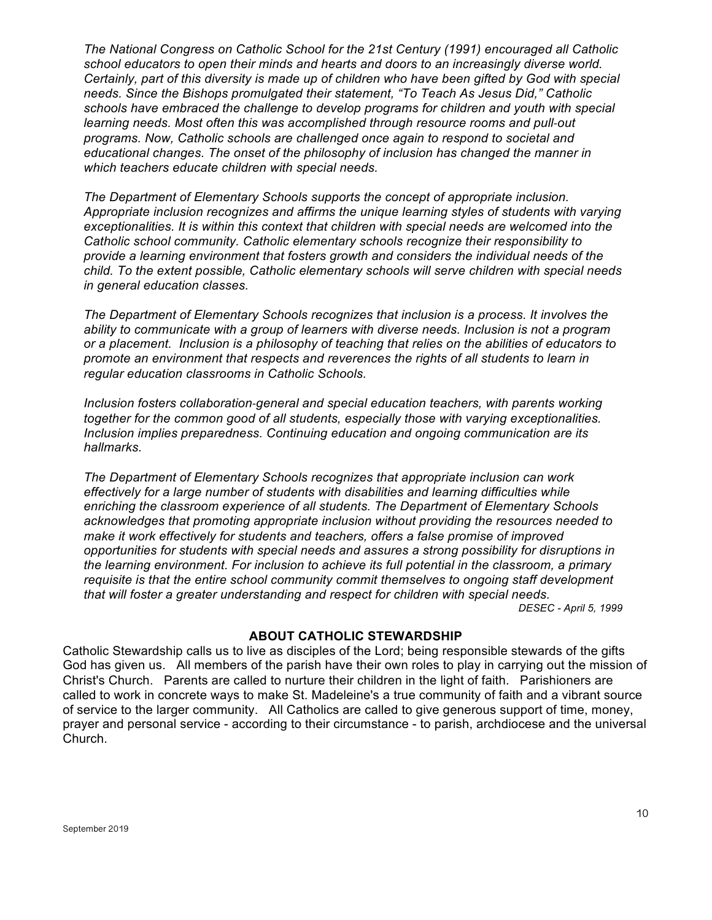*The National Congress on Catholic School for the 21st Century (1991) encouraged all Catholic school educators to open their minds and hearts and doors to an increasingly diverse world. Certainly, part of this diversity is made up of children who have been gifted by God with special needs. Since the Bishops promulgated their statement, "To Teach As Jesus Did," Catholic schools have embraced the challenge to develop programs for children and youth with special learning needs. Most often this was accomplished through resource rooms and pull-out programs. Now, Catholic schools are challenged once again to respond to societal and educational changes. The onset of the philosophy of inclusion has changed the manner in which teachers educate children with special needs.*

*The Department of Elementary Schools supports the concept of appropriate inclusion. Appropriate inclusion recognizes and affirms the unique learning styles of students with varying exceptionalities. It is within this context that children with special needs are welcomed into the Catholic school community. Catholic elementary schools recognize their responsibility to provide a learning environment that fosters growth and considers the individual needs of the child. To the extent possible, Catholic elementary schools will serve children with special needs in general education classes.*

*The Department of Elementary Schools recognizes that inclusion is a process. It involves the ability to communicate with a group of learners with diverse needs. Inclusion is not a program or a placement. Inclusion is a philosophy of teaching that relies on the abilities of educators to promote an environment that respects and reverences the rights of all students to learn in regular education classrooms in Catholic Schools.*

*Inclusion fosters collaboration-general and special education teachers, with parents working together for the common good of all students, especially those with varying exceptionalities. Inclusion implies preparedness. Continuing education and ongoing communication are its hallmarks.*

*The Department of Elementary Schools recognizes that appropriate inclusion can work effectively for a large number of students with disabilities and learning difficulties while enriching the classroom experience of all students. The Department of Elementary Schools acknowledges that promoting appropriate inclusion without providing the resources needed to make it work effectively for students and teachers, offers a false promise of improved opportunities for students with special needs and assures a strong possibility for disruptions in the learning environment. For inclusion to achieve its full potential in the classroom, a primary requisite is that the entire school community commit themselves to ongoing staff development that will foster a greater understanding and respect for children with special needs.*

*DESEC - April 5, 1999*

## ABOUT CATHOLIC STEWARDSHIP

Catholic Stewardship calls us to live as disciples of the Lord; being responsible stewards of the gifts God has given us. All members of the parish have their own roles to play in carrying out the mission of Christ's Church. Parents are called to nurture their children in the light of faith. Parishioners are called to work in concrete ways to make St. Madeleine's a true community of faith and a vibrant source of service to the larger community. All Catholics are called to give generous support of time, money, prayer and personal service - according to their circumstance - to parish, archdiocese and the universal Church.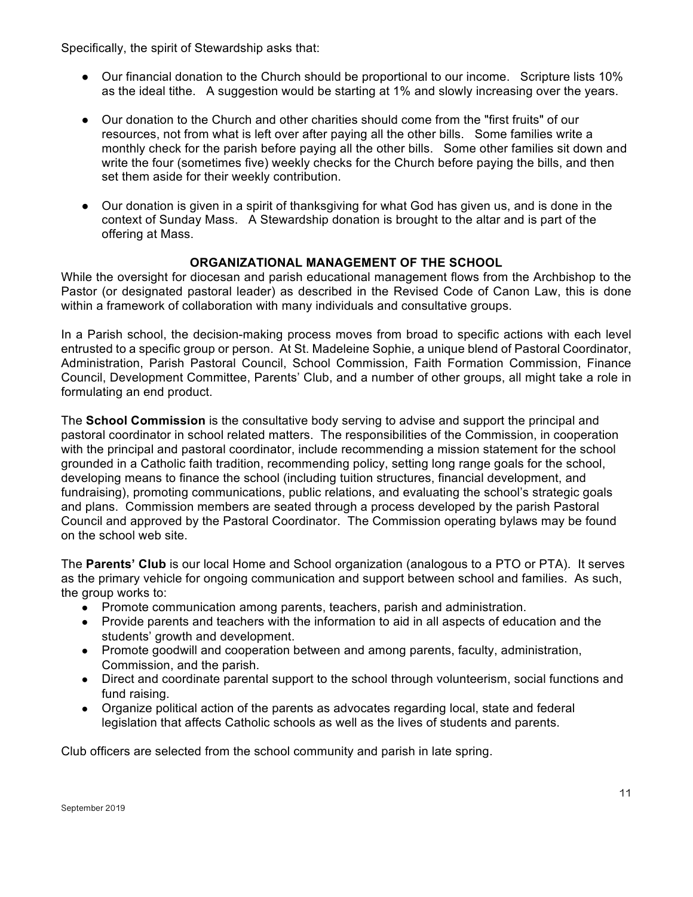Specifically, the spirit of Stewardship asks that:

- Our financial donation to the Church should be proportional to our income. Scripture lists 10% as the ideal tithe. A suggestion would be starting at 1% and slowly increasing over the years.

- Our donation to the Church and other charities should come from the "first fruits" of our resources, not from what is left over after paying all the other bills. Some families write a monthly check for the parish before paying all the other bills. Some other families sit down and write the four (sometimes five) weekly checks for the Church before paying the bills, and then set them aside for their weekly contribution.

- Our donation is given in a spirit of thanksgiving for what God has given us, and is done in the context of Sunday Mass. A Stewardship donation is brought to the altar and is part of the offering at Mass.

## ORGANIZATIONAL MANAGEMENT OF THE SCHOOL

While the oversight for diocesan and parish educational management flows from the Archbishop to the Pastor (or designated pastoral leader) as described in the Revised Code of Canon Law, this is done within a framework of collaboration with many individuals and consultative groups.

In a Parish school, the decision-making process moves from broad to specific actions with each level entrusted to a specific group or person. At St. Madeleine Sophie, a unique blend of Pastoral Coordinator, Administration, Parish Pastoral Council, School Commission, Faith Formation Commission, Finance Council, Development Committee, Parents' Club, and a number of other groups, all might take a role in formulating an end product.

The **School Commission** is the consultative body serving to advise and support the principal and pastoral coordinator in school related matters. The responsibilities of the Commission, in cooperation with the principal and pastoral coordinator, include recommending a mission statement for the school grounded in a Catholic faith tradition, recommending policy, setting long range goals for the school, developing means to finance the school (including tuition structures, financial development, and fundraising), promoting communications, public relations, and evaluating the school's strategic goals and plans. Commission members are seated through a process developed by the parish Pastoral Council and approved by the Pastoral Coordinator. The Commission operating bylaws may be found on the school web site.

The **Parents' Club** is our local Home and School organization (analogous to a PTO or PTA). It serves as the primary vehicle for ongoing communication and support between school and families. As such, the group works to:

- Promote communication among parents, teachers, parish and administration.
- Provide parents and teachers with the information to aid in all aspects of education and the students' growth and development.
- Promote goodwill and cooperation between and among parents, faculty, administration, Commission, and the parish.
- Direct and coordinate parental support to the school through volunteerism, social functions and fund raising.
- Organize political action of the parents as advocates regarding local, state and federal legislation that affects Catholic schools as well as the lives of students and parents.

Club officers are selected from the school community and parish in late spring.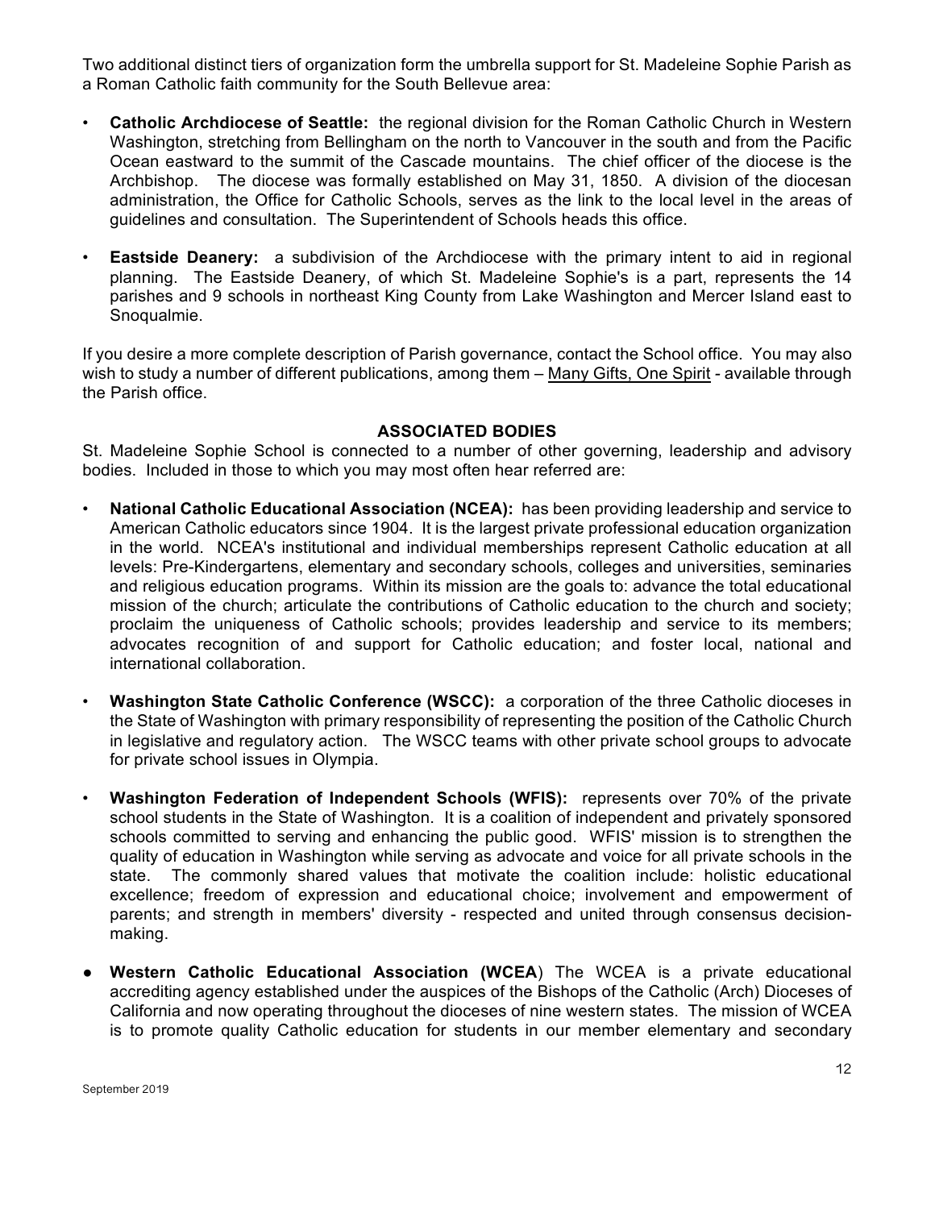Two additional distinct tiers of organization form the umbrella support for St. Madeleine Sophie Parish as a Roman Catholic faith community for the South Bellevue area:

- **Catholic Archdiocese of Seattle:** the regional division for the Roman Catholic Church in Western Washington, stretching from Bellingham on the north to Vancouver in the south and from the Pacific Ocean eastward to the summit of the Cascade mountains. The chief officer of the diocese is the Archbishop. The diocese was formally established on May 31, 1850. A division of the diocesan administration, the Office for Catholic Schools, serves as the link to the local level in the areas of guidelines and consultation. The Superintendent of Schools heads this office.
- **Eastside Deanery:** a subdivision of the Archdiocese with the primary intent to aid in regional planning. The Eastside Deanery, of which St. Madeleine Sophie's is a part, represents the 14 parishes and 9 schools in northeast King County from Lake Washington and Mercer Island east to Snoqualmie.

If you desire a more complete description of Parish governance, contact the School office. You may also wish to study a number of different publications, among them – Many Gifts, One Spirit - available through the Parish office.

## ASSOCIATED BODIES

St. Madeleine Sophie School is connected to a number of other governing, leadership and advisory bodies. Included in those to which you may most often hear referred are:

- **National Catholic Educational Association (NCEA):** has been providing leadership and service to American Catholic educators since 1904. It is the largest private professional education organization in the world. NCEA's institutional and individual memberships represent Catholic education at all levels: Pre-Kindergartens, elementary and secondary schools, colleges and universities, seminaries and religious education programs. Within its mission are the goals to: advance the total educational mission of the church; articulate the contributions of Catholic education to the church and society; proclaim the uniqueness of Catholic schools; provides leadership and service to its members; advocates recognition of and support for Catholic education; and foster local, national and international collaboration.
- **Washington State Catholic Conference (WSCC):** a corporation of the three Catholic dioceses in the State of Washington with primary responsibility of representing the position of the Catholic Church in legislative and regulatory action. The WSCC teams with other private school groups to advocate for private school issues in Olympia.
- **Washington Federation of Independent Schools (WFIS):** represents over 70% of the private school students in the State of Washington. It is a coalition of independent and privately sponsored schools committed to serving and enhancing the public good. WFIS' mission is to strengthen the quality of education in Washington while serving as advocate and voice for all private schools in the state. The commonly shared values that motivate the coalition include: holistic educational excellence; freedom of expression and educational choice; involvement and empowerment of parents; and strength in members' diversity - respected and united through consensus decision-making.
- **Western Catholic Educational Association (WCEA**) The WCEA is a private educational accrediting agency established under the auspices of the Bishops of the Catholic (Arch) Dioceses of California and now operating throughout the dioceses of nine western states. The mission of WCEA is to promote quality Catholic education for students in our member elementary and secondary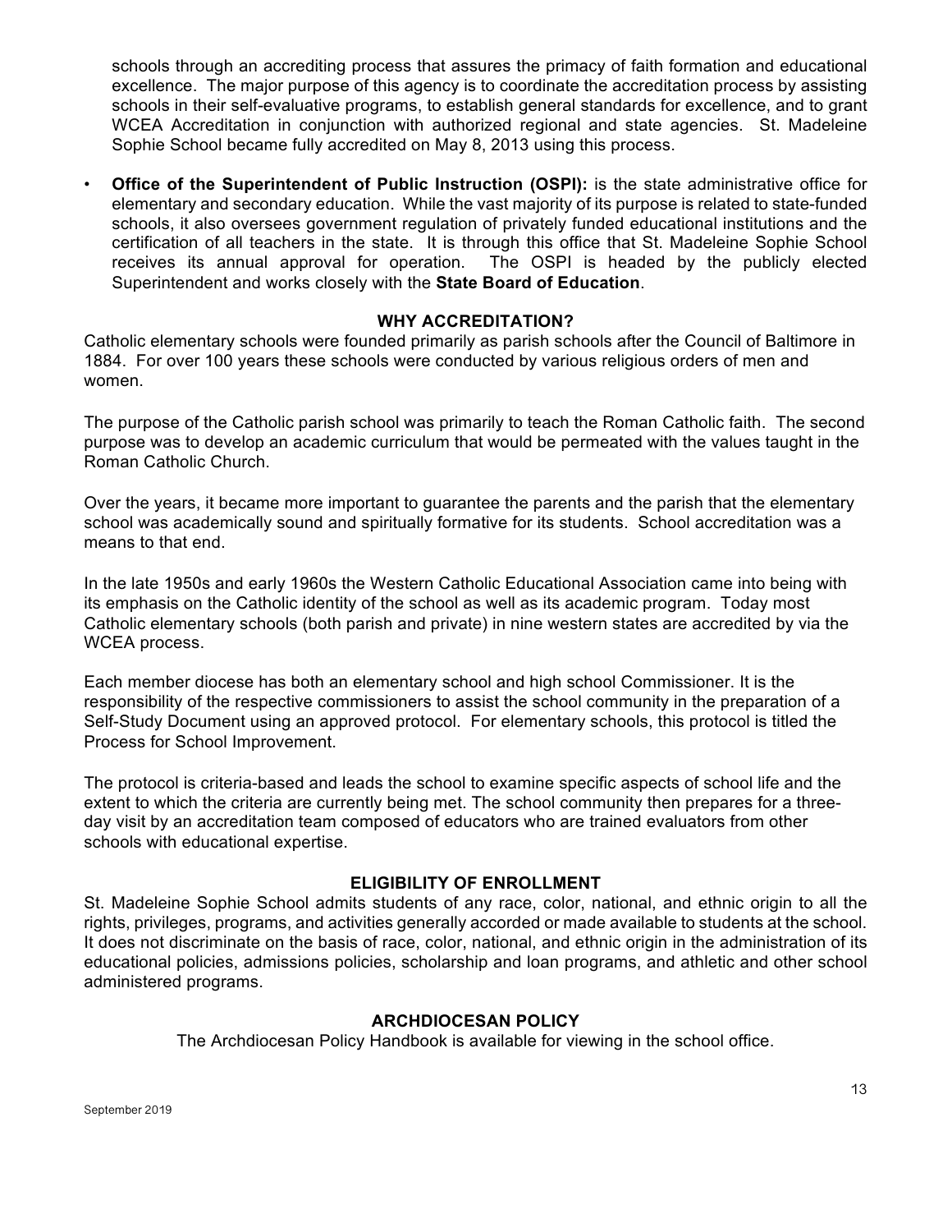schools through an accrediting process that assures the primacy of faith formation and educational excellence. The major purpose of this agency is to coordinate the accreditation process by assisting schools in their self-evaluative programs, to establish general standards for excellence, and to grant WCEA Accreditation in conjunction with authorized regional and state agencies. St. Madeleine Sophie School became fully accredited on May 8, 2013 using this process.

- **Office of the Superintendent of Public Instruction (OSPI):** is the state administrative office for elementary and secondary education. While the vast majority of its purpose is related to state-funded schools, it also oversees government regulation of privately funded educational institutions and the certification of all teachers in the state. It is through this office that St. Madeleine Sophie School receives its annual approval for operation. The OSPI is headed by the publicly elected Superintendent and works closely with the **State Board of Education**.

## WHY ACCREDITATION?

Catholic elementary schools were founded primarily as parish schools after the Council of Baltimore in 1884. For over 100 years these schools were conducted by various religious orders of men and women.

The purpose of the Catholic parish school was primarily to teach the Roman Catholic faith. The second purpose was to develop an academic curriculum that would be permeated with the values taught in the Roman Catholic Church.

Over the years, it became more important to guarantee the parents and the parish that the elementary school was academically sound and spiritually formative for its students. School accreditation was a means to that end.

In the late 1950s and early 1960s the Western Catholic Educational Association came into being with its emphasis on the Catholic identity of the school as well as its academic program. Today most Catholic elementary schools (both parish and private) in nine western states are accredited by via the WCEA process.

Each member diocese has both an elementary school and high school Commissioner. It is the responsibility of the respective commissioners to assist the school community in the preparation of a Self-Study Document using an approved protocol. For elementary schools, this protocol is titled the Process for School Improvement.

The protocol is criteria-based and leads the school to examine specific aspects of school life and the extent to which the criteria are currently being met. The school community then prepares for a three-day visit by an accreditation team composed of educators who are trained evaluators from other schools with educational expertise.

## ELIGIBILITY OF ENROLLMENT

St. Madeleine Sophie School admits students of any race, color, national, and ethnic origin to all the rights, privileges, programs, and activities generally accorded or made available to students at the school. It does not discriminate on the basis of race, color, national, and ethnic origin in the administration of its educational policies, admissions policies, scholarship and loan programs, and athletic and other school administered programs.

## ARCHDIOCESAN POLICY

The Archdiocesan Policy Handbook is available for viewing in the school office.